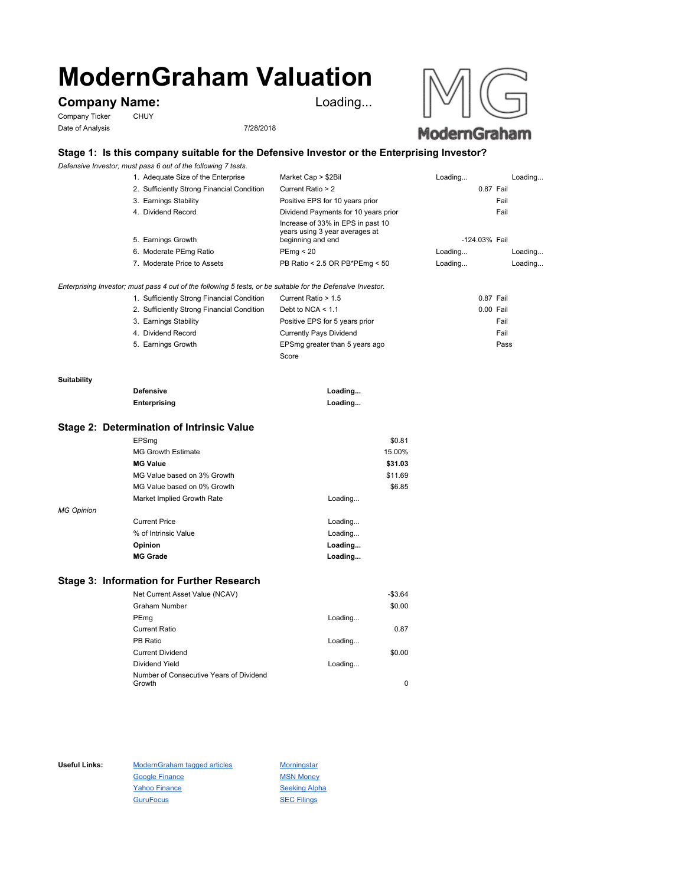# ModernGraham Valuation

## Company Name: Loading...

Company Ticker CHUY

Date of Analysis 7/28/2018

### Stage 1: Is this company suitable for the Defensive Investor or the Enterprising Investor?

*Defensive Investor; must pass 6 out of the following 7 tests.*

| | Test | Criteria | Value | Result |
|---|---|---|---|---|
| 1. | Adequate Size of the Enterprise | Market Cap > $2Bil | Loading... | Loading... |
| 2. | Sufficiently Strong Financial Condition | Current Ratio > 2 | 0.87 | Fail |
| 3. | Earnings Stability | Positive EPS for 10 years prior | | Fail |
| 4. | Dividend Record | Dividend Payments for 10 years prior | | Fail |
| 5. | Earnings Growth | Increase of 33% in EPS in past 10 years using 3 year averages at beginning and end | -124.03% | Fail |
| 6. | Moderate PEmg Ratio | PEmg < 20 | Loading... | Loading... |
| 7. | Moderate Price to Assets | PB Ratio < 2.5 OR PB*PEmg < 50 | Loading... | Loading... |

*Enterprising Investor; must pass 4 out of the following 5 tests, or be suitable for the Defensive Investor.*

| | Test | Criteria | Value | Result |
|---|---|---|---|---|
| 1. | Sufficiently Strong Financial Condition | Current Ratio > 1.5 | 0.87 | Fail |
| 2. | Sufficiently Strong Financial Condition | Debt to NCA < 1.1 | 0.00 | Fail |
| 3. | Earnings Stability | Positive EPS for 5 years prior | | Fail |
| 4. | Dividend Record | Currently Pays Dividend | | Fail |
| 5. | Earnings Growth | EPSmg greater than 5 years ago | | Pass |
| | | Score | | |

**Suitability**

| | |
|---|---|
| **Defensive** | **Loading...** |
| **Enterprising** | **Loading...** |

### Stage 2: Determination of Intrinsic Value

| | | |
|---|---|---|
| EPSmg | | $0.81 |
| MG Growth Estimate | | 15.00% |
| **MG Value** | | **$31.03** |
| MG Value based on 3% Growth | | $11.69 |
| MG Value based on 0% Growth | | $6.85 |
| Market Implied Growth Rate | Loading... | |

*MG Opinion*

| | |
|---|---|
| Current Price | Loading... |
| % of Intrinsic Value | Loading... |
| **Opinion** | **Loading...** |
| **MG Grade** | **Loading...** |

### Stage 3: Information for Further Research

| | | |
|---|---|---|
| Net Current Asset Value (NCAV) | | -$3.64 |
| Graham Number | | $0.00 |
| PEmg | Loading... | |
| Current Ratio | | 0.87 |
| PB Ratio | Loading... | |
| Current Dividend | | $0.00 |
| Dividend Yield | Loading... | |
| Number of Consecutive Years of Dividend Growth | | 0 |

**Useful Links:**

- ModernGraham tagged articles
- Morningstar
- Google Finance
- MSN Money
- Yahoo Finance
- Seeking Alpha
- GuruFocus
- SEC Filings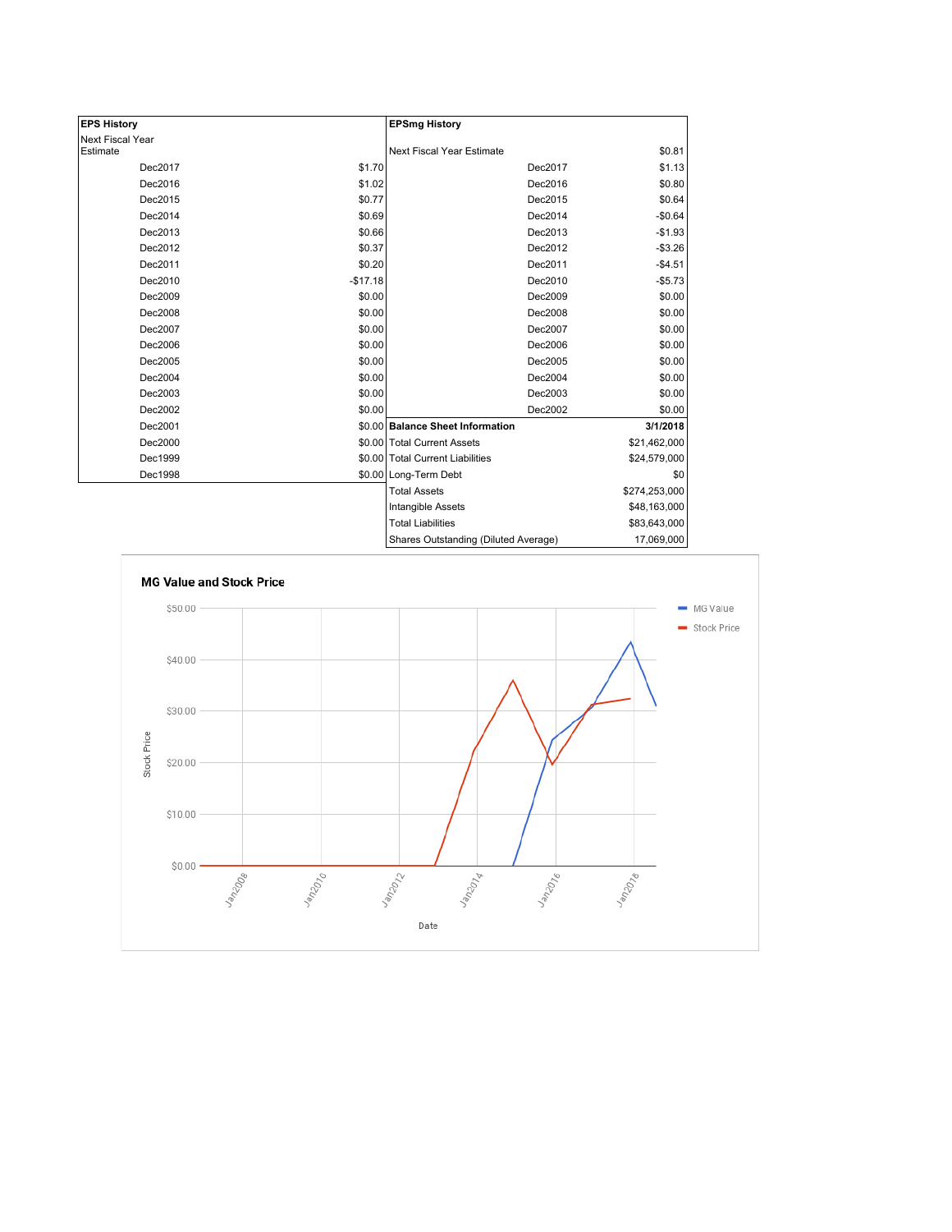| EPS History | |
|---|---|
| Next Fiscal Year Estimate | |
| Dec2017 | $1.70 |
| Dec2016 | $1.02 |
| Dec2015 | $0.77 |
| Dec2014 | $0.69 |
| Dec2013 | $0.66 |
| Dec2012 | $0.37 |
| Dec2011 | $0.20 |
| Dec2010 | -$17.18 |
| Dec2009 | $0.00 |
| Dec2008 | $0.00 |
| Dec2007 | $0.00 |
| Dec2006 | $0.00 |
| Dec2005 | $0.00 |
| Dec2004 | $0.00 |
| Dec2003 | $0.00 |
| Dec2002 | $0.00 |
| Dec2001 | $0.00 |
| Dec2000 | $0.00 |
| Dec1999 | $0.00 |
| Dec1998 | $0.00 |

| EPSmg History | |
|---|---|
| Next Fiscal Year Estimate | $0.81 |
| Dec2017 | $1.13 |
| Dec2016 | $0.80 |
| Dec2015 | $0.64 |
| Dec2014 | -$0.64 |
| Dec2013 | -$1.93 |
| Dec2012 | -$3.26 |
| Dec2011 | -$4.51 |
| Dec2010 | -$5.73 |
| Dec2009 | $0.00 |
| Dec2008 | $0.00 |
| Dec2007 | $0.00 |
| Dec2006 | $0.00 |
| Dec2005 | $0.00 |
| Dec2004 | $0.00 |
| Dec2003 | $0.00 |
| Dec2002 | $0.00 |

| Balance Sheet Information | 3/1/2018 |
|---|---|
| Total Current Assets | $21,462,000 |
| Total Current Liabilities | $24,579,000 |
| Long-Term Debt | $0 |
| Total Assets | $274,253,000 |
| Intangible Assets | $48,163,000 |
| Total Liabilities | $83,643,000 |
| Shares Outstanding (Diluted Average) | 17,069,000 |

**MG Value and Stock Price**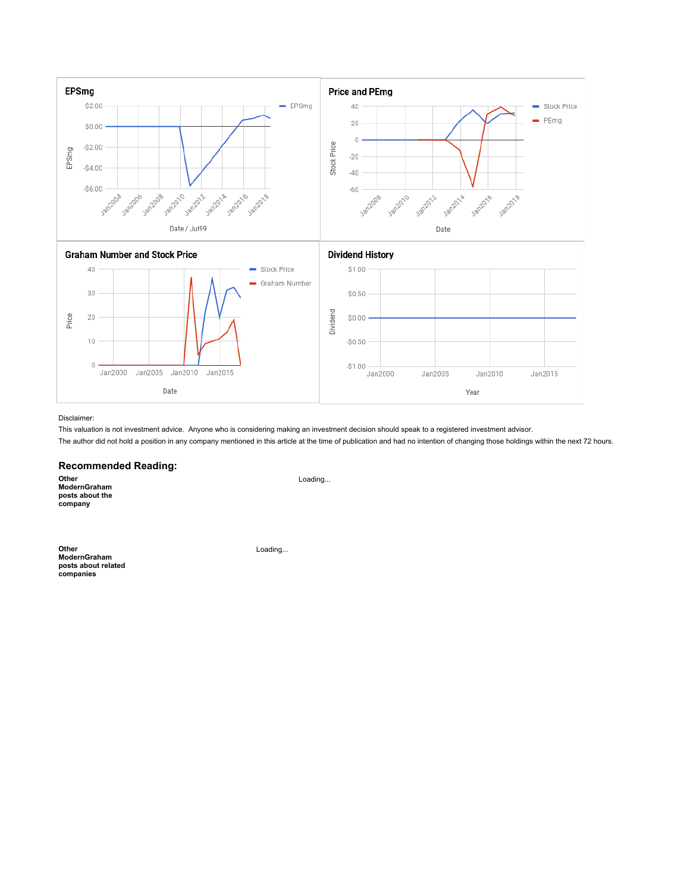EPSmg

$2.00
$0.00
-$2.00
-$4.00
-$6.00

EPSmg

Jan2004 Jan2006 Jan2008 Jan2010 Jan2012 Jan2014 Jan2016 Jan2018

Date / Jul99

EPSmg

Price and PEmg

40
20
0
-20
-40
-60

Stock Price

Jan2008 Jan2010 Jan2012 Jan2014 Jan2016 Jan2018

Date

Stock Price
PEmg

Graham Number and Stock Price

40
30
20
10
0

Price

Jan2000 Jan2005 Jan2010 Jan2015

Date

Stock Price
Graham Number

Dividend History

$1.00
$0.50
$0.00
-$0.50
-$1.00

Dividend

Jan2000 Jan2005 Jan2010 Jan2015

Year

Disclaimer:

This valuation is not investment advice. Anyone who is considering making an investment decision should speak to a registered investment advisor.

The author did not hold a position in any company mentioned in this article at the time of publication and had no intention of changing those holdings within the next 72 hours.

## Recommended Reading:

**Other ModernGraham posts about the company**

Loading...

**Other ModernGraham posts about related companies**

Loading...